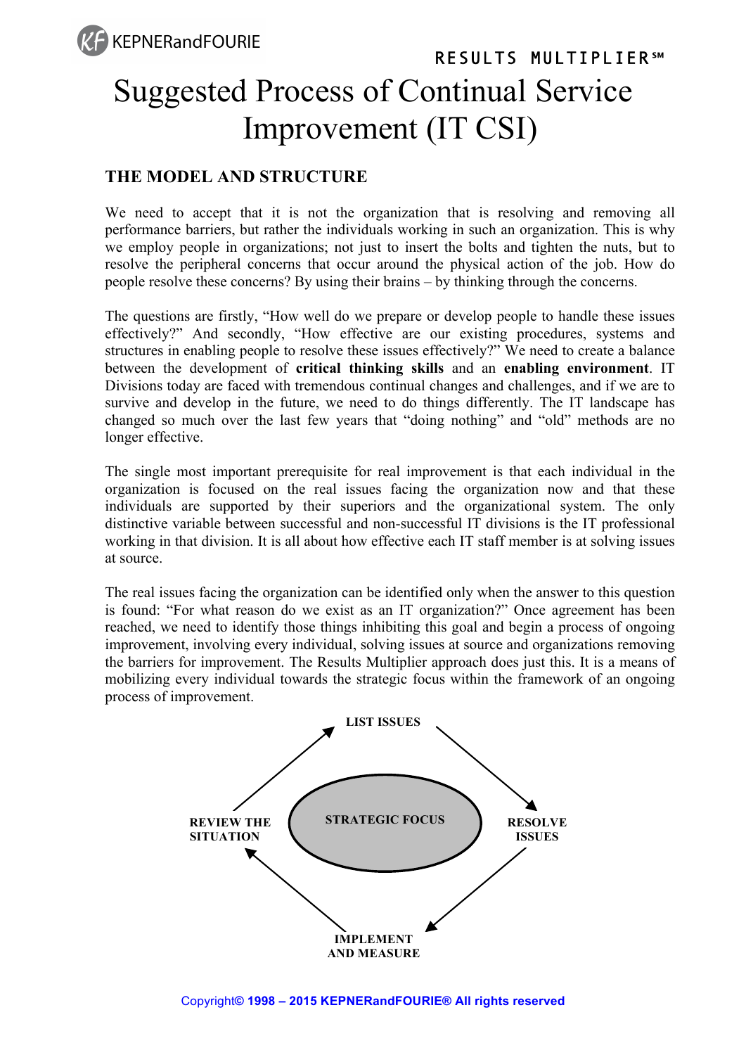KEPNERandFOURIE

RESULTS MULTIPLIER℠

# Suggested Process of Continual Service Improvement (IT CSI)

## THE MODEL AND STRUCTURE

We need to accept that it is not the organization that is resolving and removing all performance barriers, but rather the individuals working in such an organization. This is why we employ people in organizations; not just to insert the bolts and tighten the nuts, but to resolve the peripheral concerns that occur around the physical action of the job. How do people resolve these concerns? By using their brains – by thinking through the concerns.

The questions are firstly, "How well do we prepare or develop people to handle these issues effectively?" And secondly, "How effective are our existing procedures, systems and structures in enabling people to resolve these issues effectively?" We need to create a balance between the development of **critical thinking skills** and an **enabling environment**. IT Divisions today are faced with tremendous continual changes and challenges, and if we are to survive and develop in the future, we need to do things differently. The IT landscape has changed so much over the last few years that "doing nothing" and "old" methods are no longer effective.

The single most important prerequisite for real improvement is that each individual in the organization is focused on the real issues facing the organization now and that these individuals are supported by their superiors and the organizational system. The only distinctive variable between successful and non-successful IT divisions is the IT professional working in that division. It is all about how effective each IT staff member is at solving issues at source.

The real issues facing the organization can be identified only when the answer to this question is found: "For what reason do we exist as an IT organization?" Once agreement has been reached, we need to identify those things inhibiting this goal and begin a process of ongoing improvement, involving every individual, solving issues at source and organizations removing the barriers for improvement. The Results Multiplier approach does just this. It is a means of mobilizing every individual towards the strategic focus within the framework of an ongoing process of improvement.

STRATEGIC FOCUS (center of cycle): LIST ISSUES → RESOLVE ISSUES → IMPLEMENT AND MEASURE → REVIEW THE SITUATION → LIST ISSUES

Copyright© 1998 – 2015 KEPNERandFOURIE® All rights reserved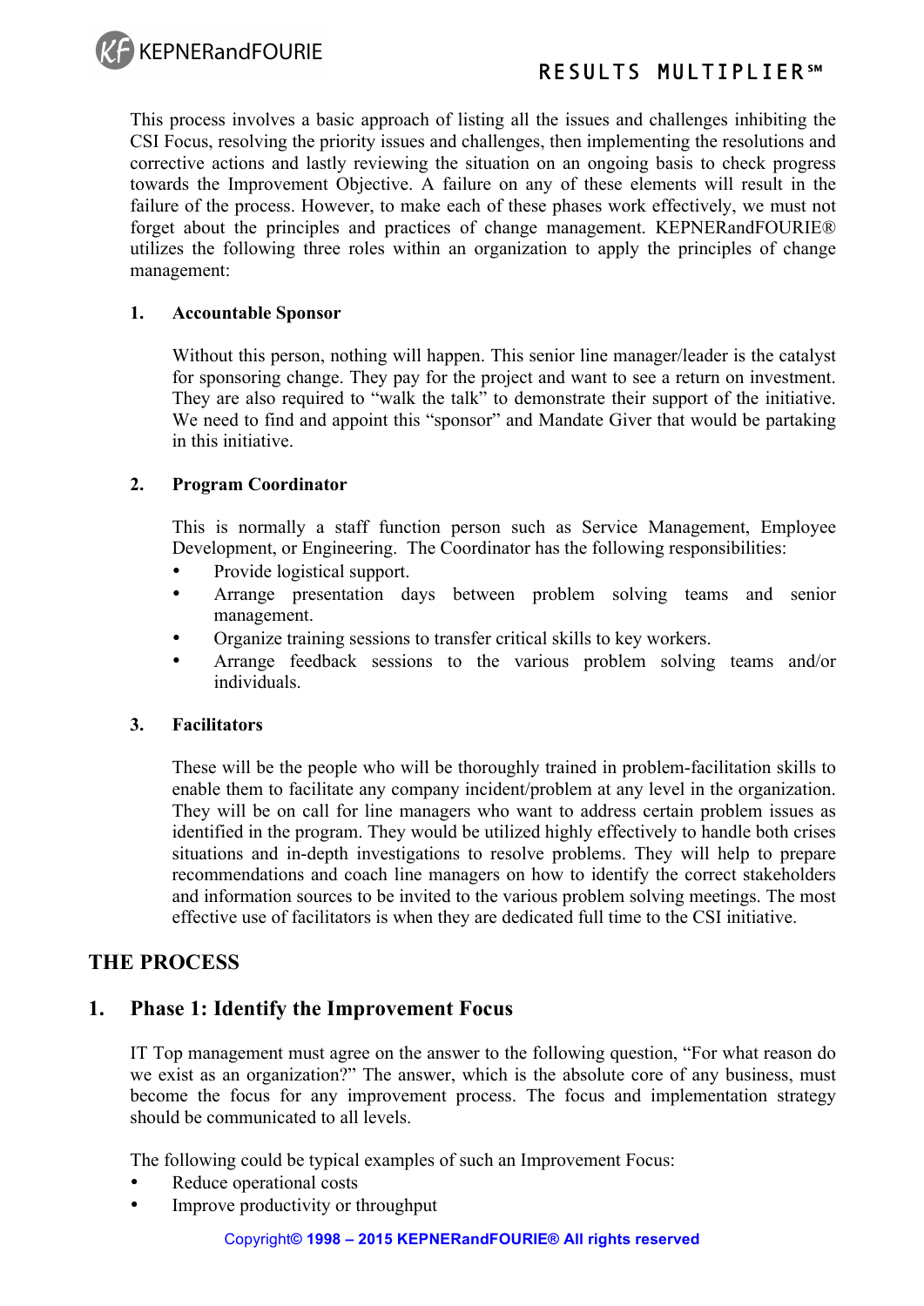This process involves a basic approach of listing all the issues and challenges inhibiting the CSI Focus, resolving the priority issues and challenges, then implementing the resolutions and corrective actions and lastly reviewing the situation on an ongoing basis to check progress towards the Improvement Objective. A failure on any of these elements will result in the failure of the process. However, to make each of these phases work effectively, we must not forget about the principles and practices of change management. KEPNERandFOURIE® utilizes the following three roles within an organization to apply the principles of change management:

1. **Accountable Sponsor**

   Without this person, nothing will happen. This senior line manager/leader is the catalyst for sponsoring change. They pay for the project and want to see a return on investment. They are also required to "walk the talk" to demonstrate their support of the initiative. We need to find and appoint this "sponsor" and Mandate Giver that would be partaking in this initiative.

2. **Program Coordinator**

   This is normally a staff function person such as Service Management, Employee Development, or Engineering. The Coordinator has the following responsibilities:
   - Provide logistical support.
   - Arrange presentation days between problem solving teams and senior management.
   - Organize training sessions to transfer critical skills to key workers.
   - Arrange feedback sessions to the various problem solving teams and/or individuals.

3. **Facilitators**

   These will be the people who will be thoroughly trained in problem-facilitation skills to enable them to facilitate any company incident/problem at any level in the organization. They will be on call for line managers who want to address certain problem issues as identified in the program. They would be utilized highly effectively to handle both crises situations and in-depth investigations to resolve problems. They will help to prepare recommendations and coach line managers on how to identify the correct stakeholders and information sources to be invited to the various problem solving meetings. The most effective use of facilitators is when they are dedicated full time to the CSI initiative.

## THE PROCESS

### 1. Phase 1: Identify the Improvement Focus

IT Top management must agree on the answer to the following question, "For what reason do we exist as an organization?" The answer, which is the absolute core of any business, must become the focus for any improvement process. The focus and implementation strategy should be communicated to all levels.

The following could be typical examples of such an Improvement Focus:

- Reduce operational costs
- Improve productivity or throughput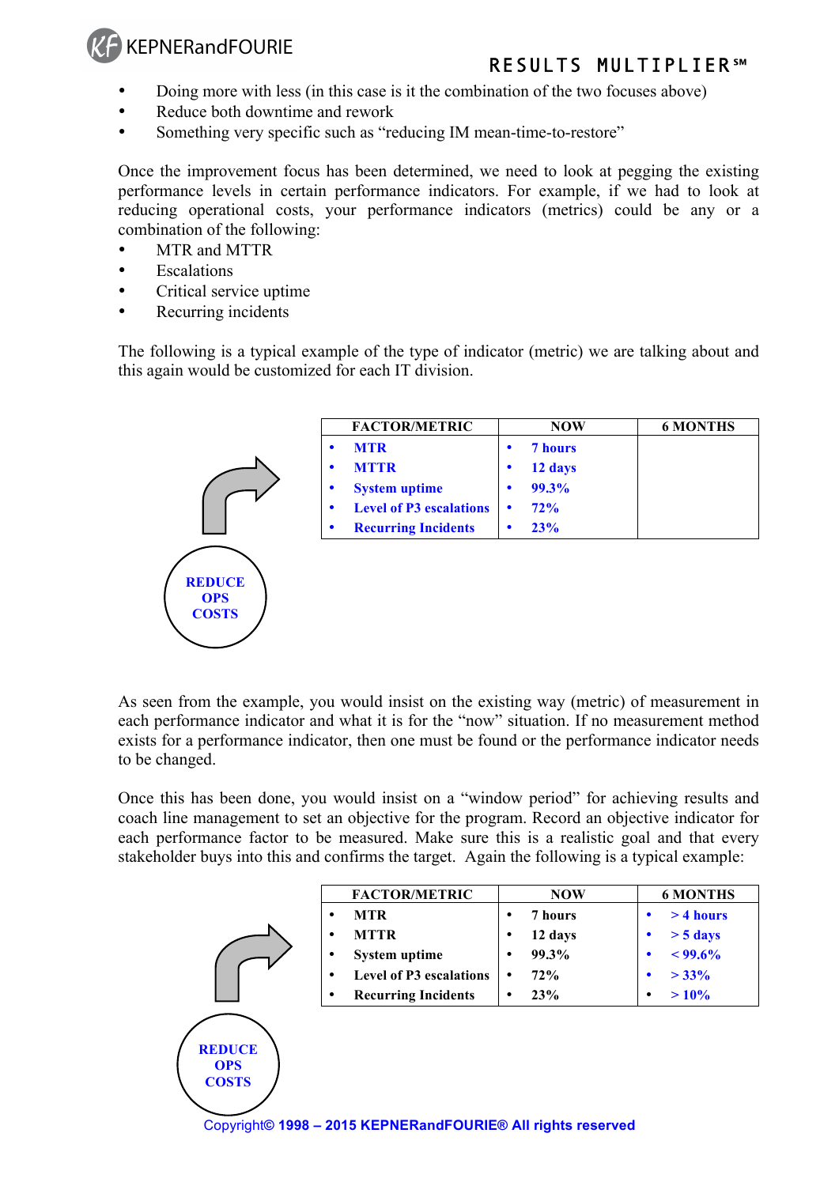- Doing more with less (in this case is it the combination of the two focuses above)
- Reduce both downtime and rework
- Something very specific such as "reducing IM mean-time-to-restore"

Once the improvement focus has been determined, we need to look at pegging the existing performance levels in certain performance indicators. For example, if we had to look at reducing operational costs, your performance indicators (metrics) could be any or a combination of the following:

- MTR and MTTR
- Escalations
- Critical service uptime
- Recurring incidents

The following is a typical example of the type of indicator (metric) we are talking about and this again would be customized for each IT division.

**REDUCE OPS COSTS**

| FACTOR/METRIC | NOW | 6 MONTHS |
|---|---|---|
| MTR | 7 hours | |
| MTTR | 12 days | |
| System uptime | 99.3% | |
| Level of P3 escalations | 72% | |
| Recurring Incidents | 23% | |

As seen from the example, you would insist on the existing way (metric) of measurement in each performance indicator and what it is for the "now" situation. If no measurement method exists for a performance indicator, then one must be found or the performance indicator needs to be changed.

Once this has been done, you would insist on a "window period" for achieving results and coach line management to set an objective for the program. Record an objective indicator for each performance factor to be measured. Make sure this is a realistic goal and that every stakeholder buys into this and confirms the target. Again the following is a typical example:

**REDUCE OPS COSTS**

| FACTOR/METRIC | NOW | 6 MONTHS |
|---|---|---|
| MTR | 7 hours | > 4 hours |
| MTTR | 12 days | > 5 days |
| System uptime | 99.3% | < 99.6% |
| Level of P3 escalations | 72% | > 33% |
| Recurring Incidents | 23% | > 10% |

Copyright© 1998 – 2015 KEPNERandFOURIE® All rights reserved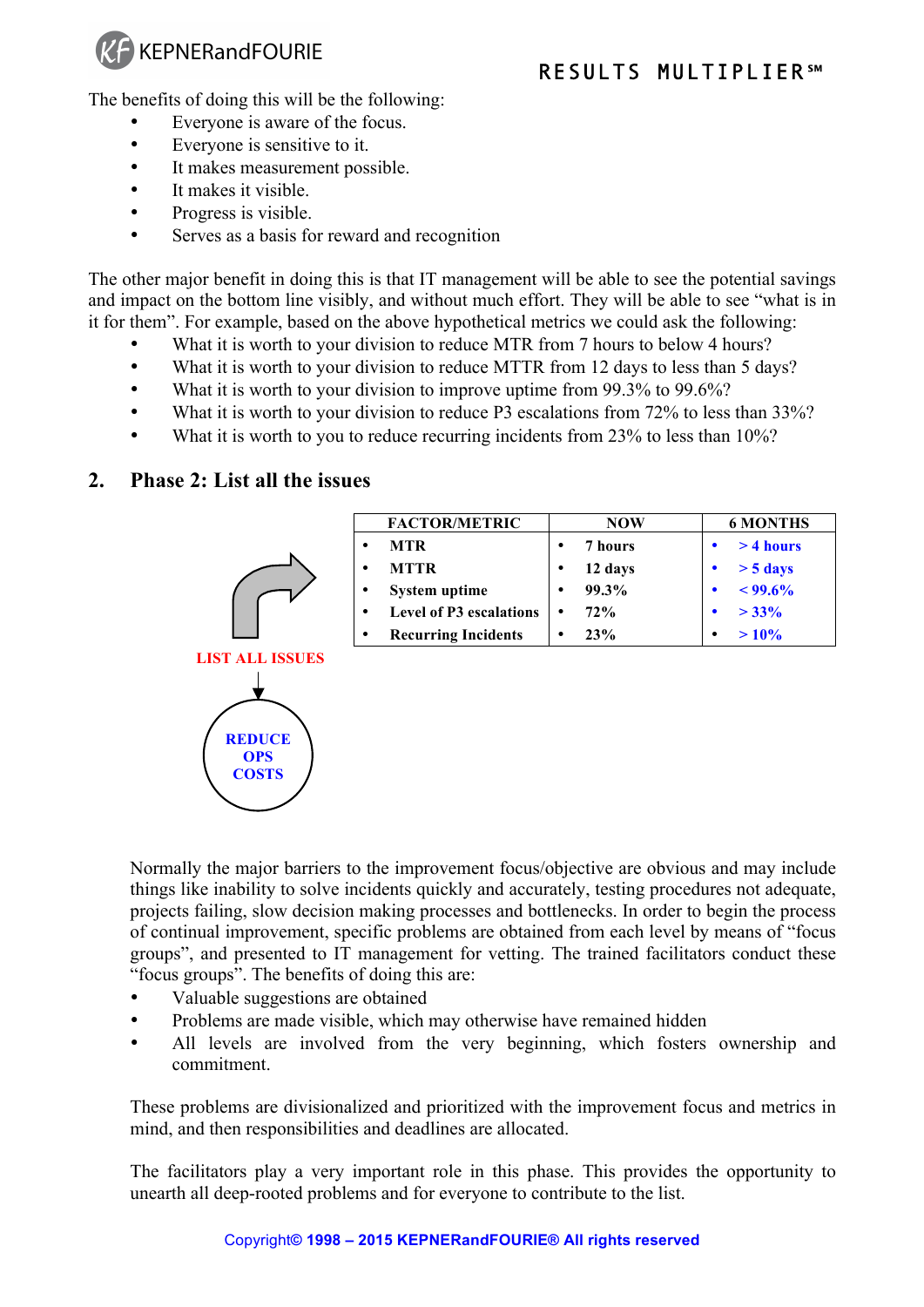The benefits of doing this will be the following:

- Everyone is aware of the focus.
- Everyone is sensitive to it.
- It makes measurement possible.
- It makes it visible.
- Progress is visible.
- Serves as a basis for reward and recognition

The other major benefit in doing this is that IT management will be able to see the potential savings and impact on the bottom line visibly, and without much effort. They will be able to see "what is in it for them". For example, based on the above hypothetical metrics we could ask the following:

- What it is worth to your division to reduce MTR from 7 hours to below 4 hours?
- What it is worth to your division to reduce MTTR from 12 days to less than 5 days?
- What it is worth to your division to improve uptime from 99.3% to 99.6%?
- What it is worth to your division to reduce P3 escalations from 72% to less than 33%?
- What it is worth to you to reduce recurring incidents from 23% to less than 10%?

## 2. Phase 2: List all the issues

| FACTOR/METRIC | NOW | 6 MONTHS |
|---|---|---|
| • MTR | • 7 hours | • > 4 hours |
| • MTTR | • 12 days | • > 5 days |
| • System uptime | • 99.3% | • < 99.6% |
| • Level of P3 escalations | • 72% | • > 33% |
| • Recurring Incidents | • 23% | • > 10% |

LIST ALL ISSUES

REDUCE OPS COSTS

Normally the major barriers to the improvement focus/objective are obvious and may include things like inability to solve incidents quickly and accurately, testing procedures not adequate, projects failing, slow decision making processes and bottlenecks. In order to begin the process of continual improvement, specific problems are obtained from each level by means of "focus groups", and presented to IT management for vetting. The trained facilitators conduct these "focus groups". The benefits of doing this are:

- Valuable suggestions are obtained
- Problems are made visible, which may otherwise have remained hidden
- All levels are involved from the very beginning, which fosters ownership and commitment.

These problems are divisionalized and prioritized with the improvement focus and metrics in mind, and then responsibilities and deadlines are allocated.

The facilitators play a very important role in this phase. This provides the opportunity to unearth all deep-rooted problems and for everyone to contribute to the list.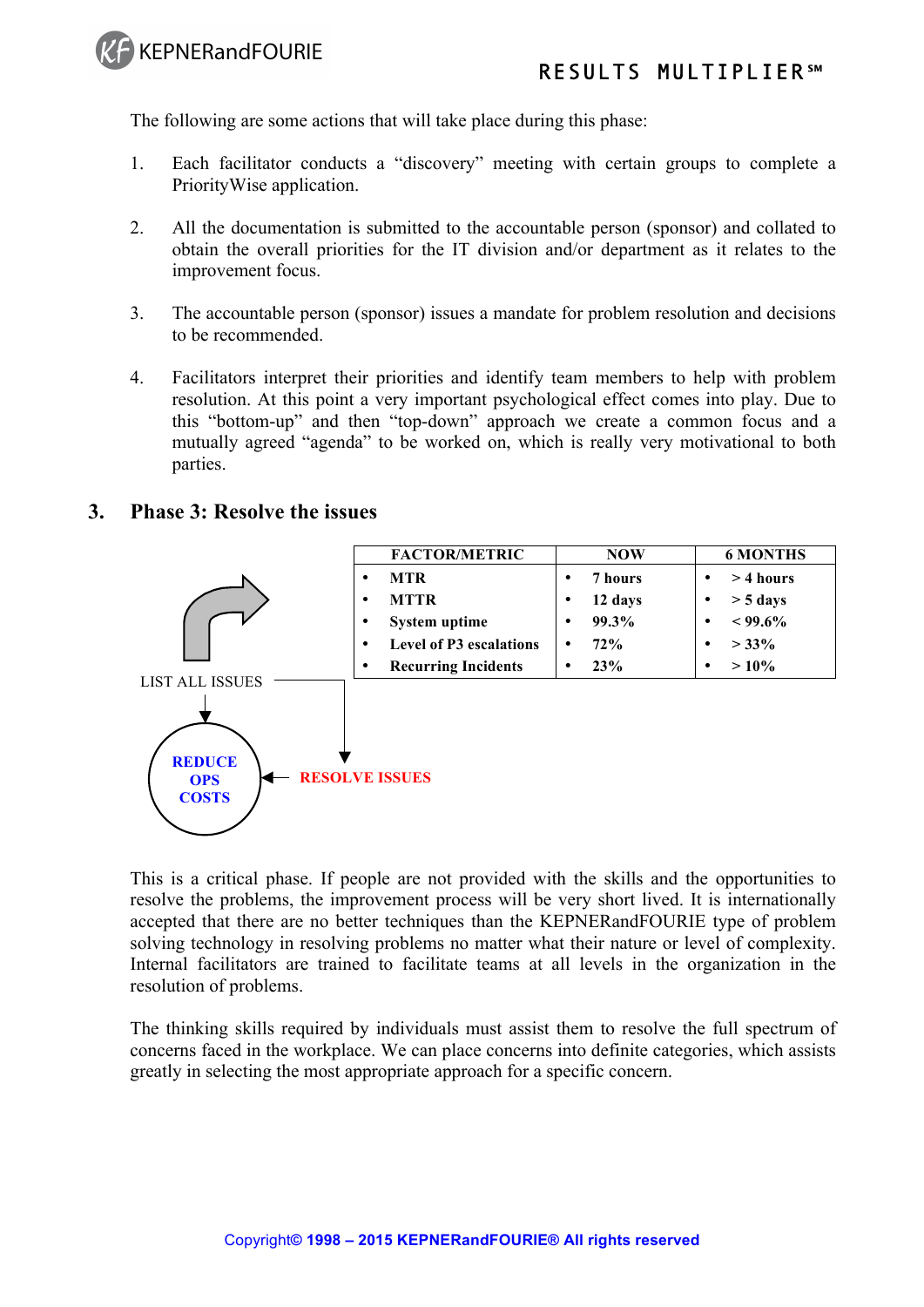The following are some actions that will take place during this phase:

1. Each facilitator conducts a “discovery” meeting with certain groups to complete a PriorityWise application.

2. All the documentation is submitted to the accountable person (sponsor) and collated to obtain the overall priorities for the IT division and/or department as it relates to the improvement focus.

3. The accountable person (sponsor) issues a mandate for problem resolution and decisions to be recommended.

4. Facilitators interpret their priorities and identify team members to help with problem resolution. At this point a very important psychological effect comes into play. Due to this “bottom-up” and then “top-down” approach we create a common focus and a mutually agreed “agenda” to be worked on, which is really very motivational to both parties.

## 3. Phase 3: Resolve the issues

| FACTOR/METRIC | NOW | 6 MONTHS |
|---|---|---|
| • MTR | • 7 hours | • > 4 hours |
| • MTTR | • 12 days | • > 5 days |
| • System uptime | • 99.3% | • < 99.6% |
| • Level of P3 escalations | • 72% | • > 33% |
| • Recurring Incidents | • 23% | • > 10% |

LIST ALL ISSUES

REDUCE OPS COSTS

RESOLVE ISSUES

This is a critical phase. If people are not provided with the skills and the opportunities to resolve the problems, the improvement process will be very short lived. It is internationally accepted that there are no better techniques than the KEPNERandFOURIE type of problem solving technology in resolving problems no matter what their nature or level of complexity. Internal facilitators are trained to facilitate teams at all levels in the organization in the resolution of problems.

The thinking skills required by individuals must assist them to resolve the full spectrum of concerns faced in the workplace. We can place concerns into definite categories, which assists greatly in selecting the most appropriate approach for a specific concern.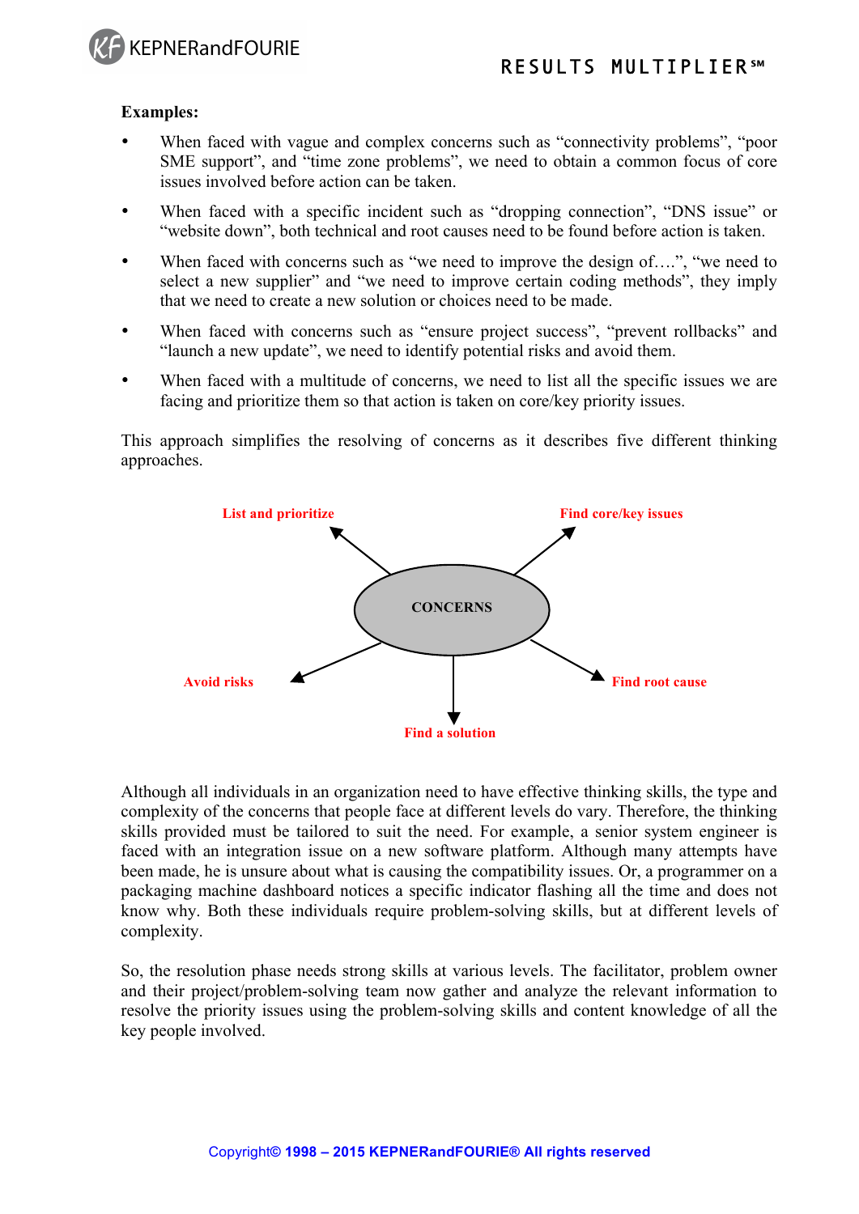**Examples:**

- When faced with vague and complex concerns such as "connectivity problems", "poor SME support", and "time zone problems", we need to obtain a common focus of core issues involved before action can be taken.
- When faced with a specific incident such as "dropping connection", "DNS issue" or "website down", both technical and root causes need to be found before action is taken.
- When faced with concerns such as "we need to improve the design of….", "we need to select a new supplier" and "we need to improve certain coding methods", they imply that we need to create a new solution or choices need to be made.
- When faced with concerns such as "ensure project success", "prevent rollbacks" and "launch a new update", we need to identify potential risks and avoid them.
- When faced with a multitude of concerns, we need to list all the specific issues we are facing and prioritize them so that action is taken on core/key priority issues.

This approach simplifies the resolving of concerns as it describes five different thinking approaches.

CONCERNS

- List and prioritize
- Find core/key issues
- Avoid risks
- Find root cause
- Find a solution

Although all individuals in an organization need to have effective thinking skills, the type and complexity of the concerns that people face at different levels do vary. Therefore, the thinking skills provided must be tailored to suit the need. For example, a senior system engineer is faced with an integration issue on a new software platform. Although many attempts have been made, he is unsure about what is causing the compatibility issues. Or, a programmer on a packaging machine dashboard notices a specific indicator flashing all the time and does not know why. Both these individuals require problem-solving skills, but at different levels of complexity.

So, the resolution phase needs strong skills at various levels. The facilitator, problem owner and their project/problem-solving team now gather and analyze the relevant information to resolve the priority issues using the problem-solving skills and content knowledge of all the key people involved.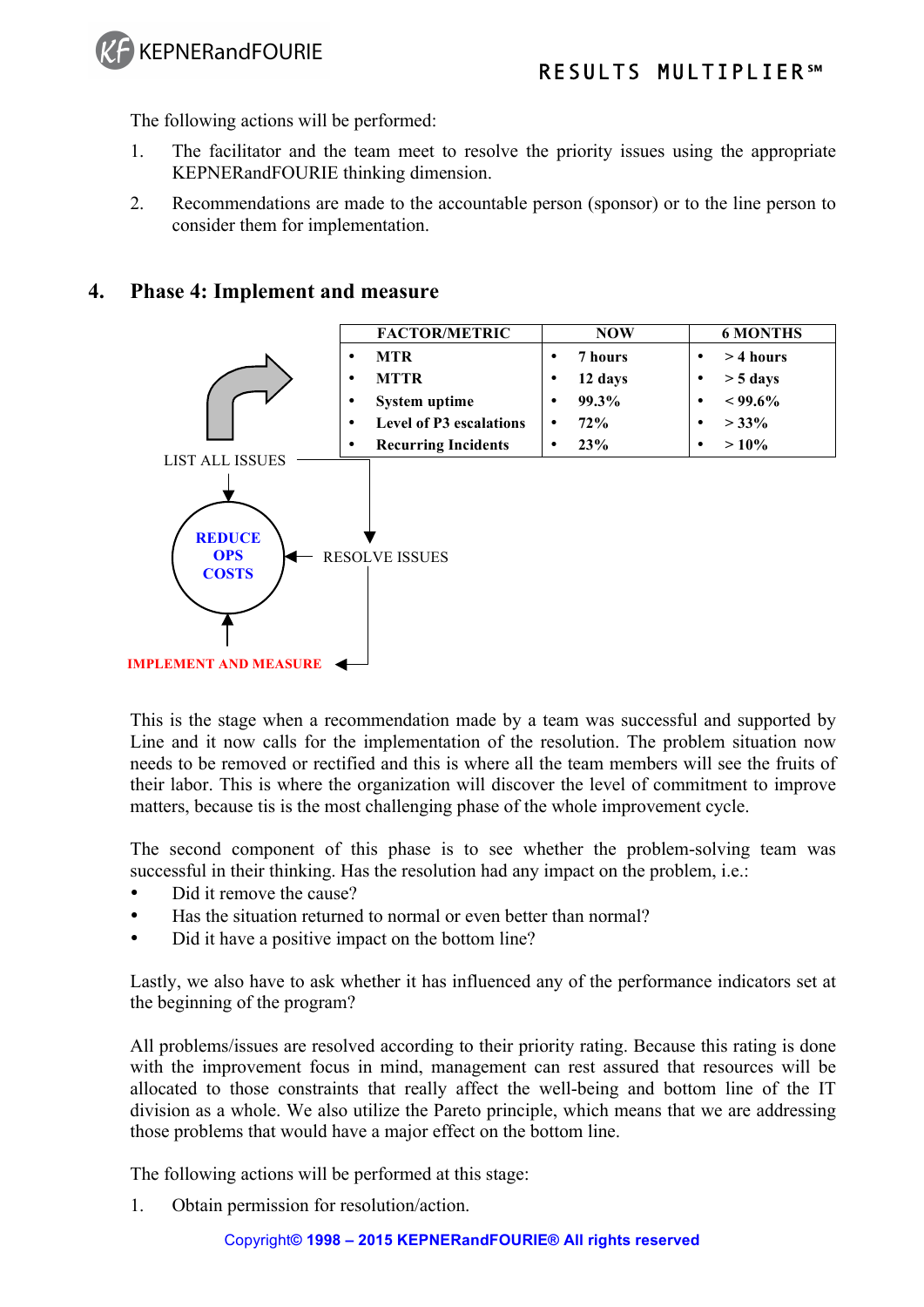The following actions will be performed:

1. The facilitator and the team meet to resolve the priority issues using the appropriate KEPNERandFOURIE thinking dimension.
2. Recommendations are made to the accountable person (sponsor) or to the line person to consider them for implementation.

## 4. Phase 4: Implement and measure

| FACTOR/METRIC | NOW | 6 MONTHS |
|---|---|---|
| • MTR | • 7 hours | • > 4 hours |
| • MTTR | • 12 days | • > 5 days |
| • System uptime | • 99.3% | • < 99.6% |
| • Level of P3 escalations | • 72% | • > 33% |
| • Recurring Incidents | • 23% | • > 10% |

LIST ALL ISSUES

REDUCE OPS COSTS

RESOLVE ISSUES

IMPLEMENT AND MEASURE

This is the stage when a recommendation made by a team was successful and supported by Line and it now calls for the implementation of the resolution. The problem situation now needs to be removed or rectified and this is where all the team members will see the fruits of their labor. This is where the organization will discover the level of commitment to improve matters, because tis is the most challenging phase of the whole improvement cycle.

The second component of this phase is to see whether the problem-solving team was successful in their thinking. Has the resolution had any impact on the problem, i.e.:

- Did it remove the cause?
- Has the situation returned to normal or even better than normal?
- Did it have a positive impact on the bottom line?

Lastly, we also have to ask whether it has influenced any of the performance indicators set at the beginning of the program?

All problems/issues are resolved according to their priority rating. Because this rating is done with the improvement focus in mind, management can rest assured that resources will be allocated to those constraints that really affect the well-being and bottom line of the IT division as a whole. We also utilize the Pareto principle, which means that we are addressing those problems that would have a major effect on the bottom line.

The following actions will be performed at this stage:

1. Obtain permission for resolution/action.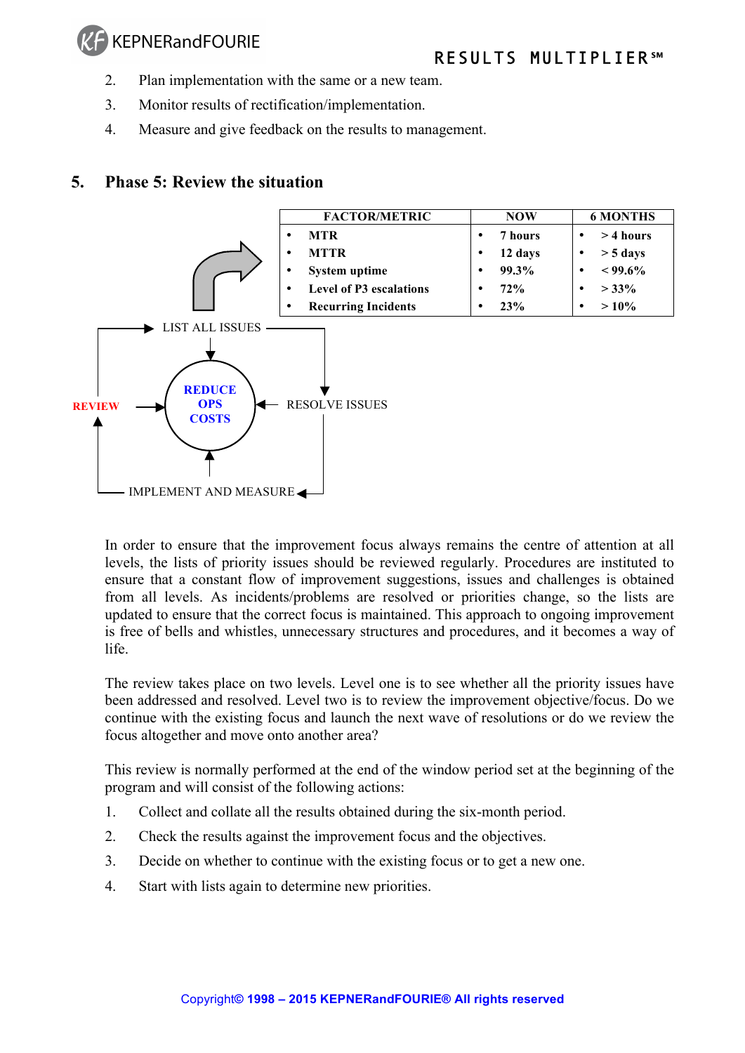2. Plan implementation with the same or a new team.
3. Monitor results of rectification/implementation.
4. Measure and give feedback on the results to management.

## 5. Phase 5: Review the situation

| FACTOR/METRIC | NOW | 6 MONTHS |
|---|---|---|
| MTR | 7 hours | > 4 hours |
| MTTR | 12 days | > 5 days |
| System uptime | 99.3% | < 99.6% |
| Level of P3 escalations | 72% | > 33% |
| Recurring Incidents | 23% | > 10% |

LIST ALL ISSUES → RESOLVE ISSUES → IMPLEMENT AND MEASURE → REVIEW → REDUCE OPS COSTS

In order to ensure that the improvement focus always remains the centre of attention at all levels, the lists of priority issues should be reviewed regularly. Procedures are instituted to ensure that a constant flow of improvement suggestions, issues and challenges is obtained from all levels. As incidents/problems are resolved or priorities change, so the lists are updated to ensure that the correct focus is maintained. This approach to ongoing improvement is free of bells and whistles, unnecessary structures and procedures, and it becomes a way of life.

The review takes place on two levels. Level one is to see whether all the priority issues have been addressed and resolved. Level two is to review the improvement objective/focus. Do we continue with the existing focus and launch the next wave of resolutions or do we review the focus altogether and move onto another area?

This review is normally performed at the end of the window period set at the beginning of the program and will consist of the following actions:

1. Collect and collate all the results obtained during the six-month period.
2. Check the results against the improvement focus and the objectives.
3. Decide on whether to continue with the existing focus or to get a new one.
4. Start with lists again to determine new priorities.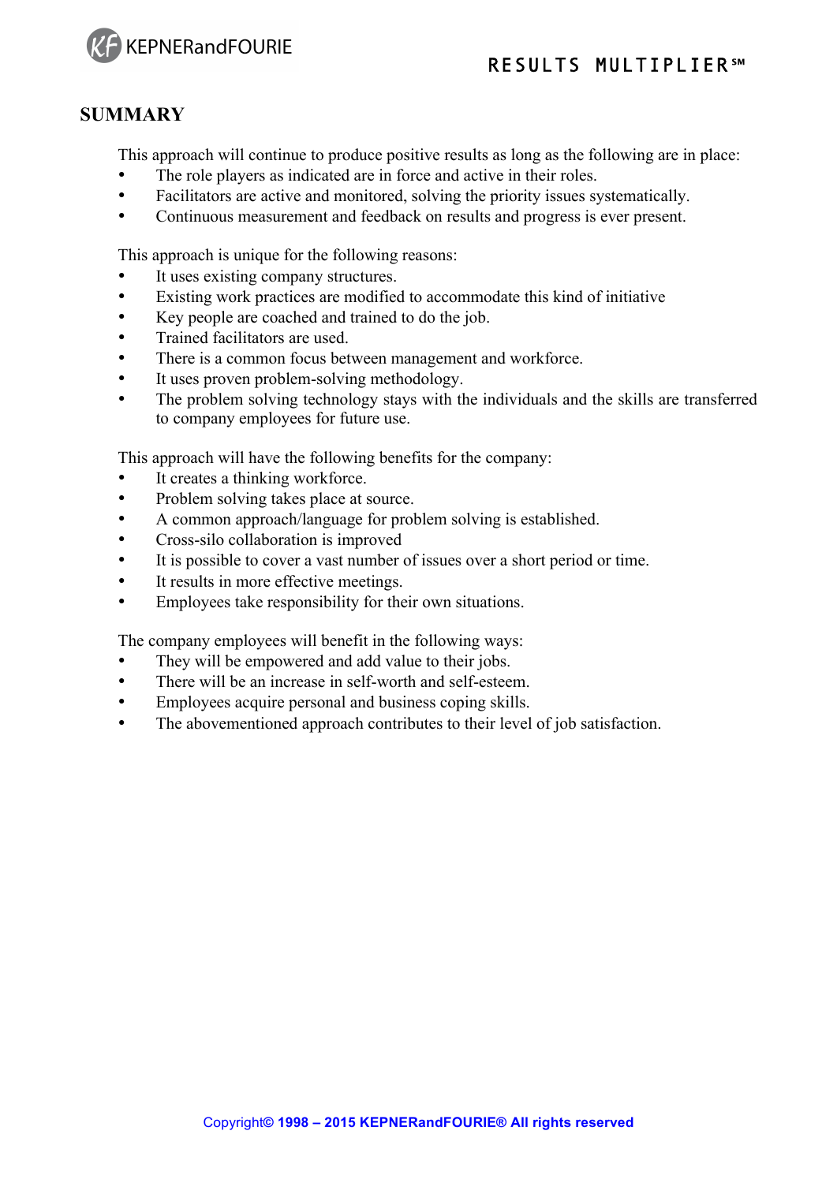## SUMMARY

This approach will continue to produce positive results as long as the following are in place:

- The role players as indicated are in force and active in their roles.
- Facilitators are active and monitored, solving the priority issues systematically.
- Continuous measurement and feedback on results and progress is ever present.

This approach is unique for the following reasons:

- It uses existing company structures.
- Existing work practices are modified to accommodate this kind of initiative
- Key people are coached and trained to do the job.
- Trained facilitators are used.
- There is a common focus between management and workforce.
- It uses proven problem-solving methodology.
- The problem solving technology stays with the individuals and the skills are transferred to company employees for future use.

This approach will have the following benefits for the company:

- It creates a thinking workforce.
- Problem solving takes place at source.
- A common approach/language for problem solving is established.
- Cross-silo collaboration is improved
- It is possible to cover a vast number of issues over a short period or time.
- It results in more effective meetings.
- Employees take responsibility for their own situations.

The company employees will benefit in the following ways:

- They will be empowered and add value to their jobs.
- There will be an increase in self-worth and self-esteem.
- Employees acquire personal and business coping skills.
- The abovementioned approach contributes to their level of job satisfaction.